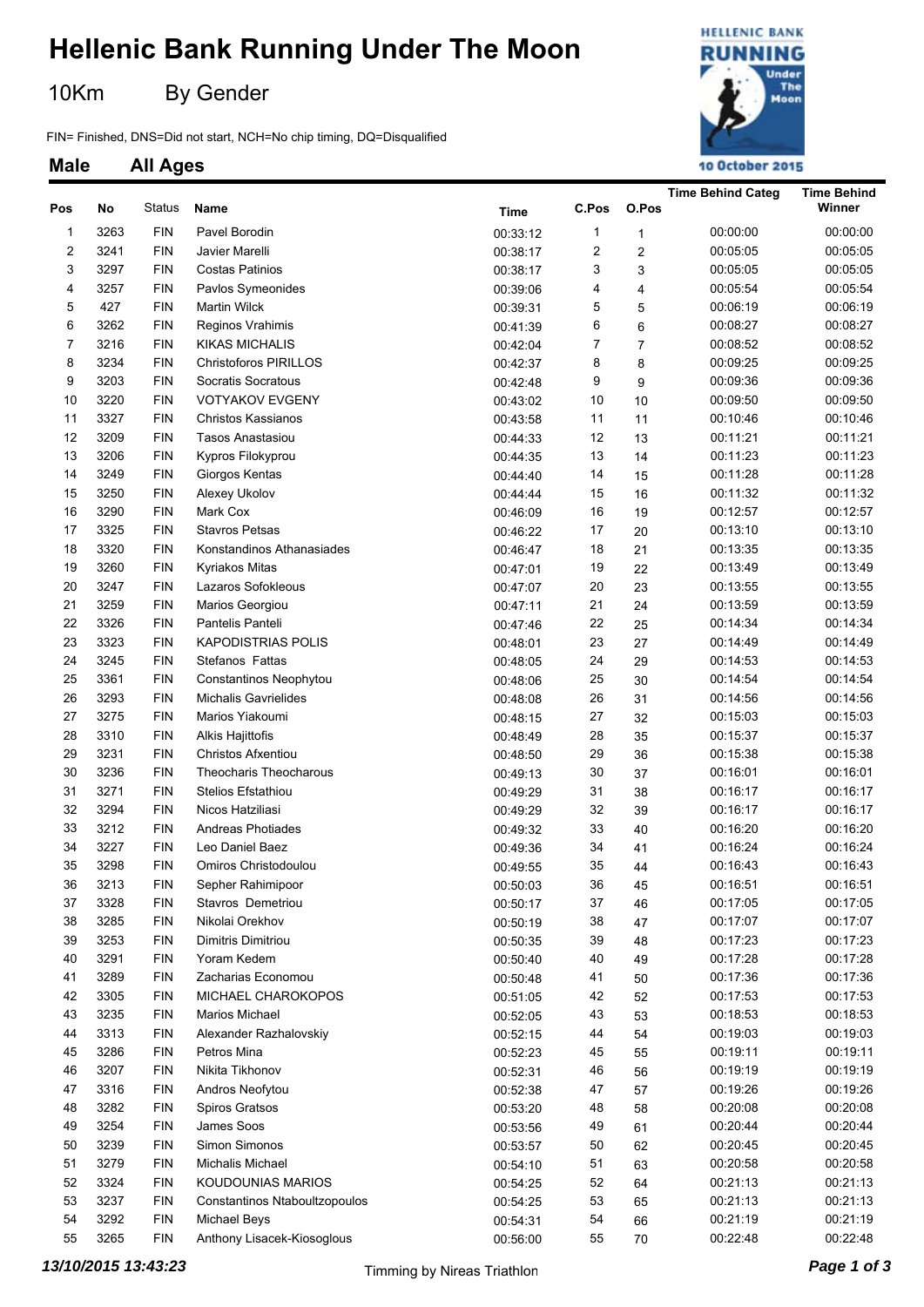# Hellenic Bank Running Under The Moon

## 10Km By Gender

FIN= Finished, DNS=Did not start, NCH=No chip timing, DQ=Disqualified

### Male All Ages

| Pos | No | Status | Name | Time | C.Pos | O.Pos | Time Behind Categ | Time Behind Winner |
|---|---|---|---|---|---|---|---|---|
| 1 | 3263 | FIN | Pavel Borodin | 00:33:12 | 1 | 1 | 00:00:00 | 00:00:00 |
| 2 | 3241 | FIN | Javier Marelli | 00:38:17 | 2 | 2 | 00:05:05 | 00:05:05 |
| 3 | 3297 | FIN | Costas Patinios | 00:38:17 | 3 | 3 | 00:05:05 | 00:05:05 |
| 4 | 3257 | FIN | Pavlos Symeonides | 00:39:06 | 4 | 4 | 00:05:54 | 00:05:54 |
| 5 | 427 | FIN | Martin Wilck | 00:39:31 | 5 | 5 | 00:06:19 | 00:06:19 |
| 6 | 3262 | FIN | Reginos Vrahimis | 00:41:39 | 6 | 6 | 00:08:27 | 00:08:27 |
| 7 | 3216 | FIN | KIKAS MICHALIS | 00:42:04 | 7 | 7 | 00:08:52 | 00:08:52 |
| 8 | 3234 | FIN | Christoforos PIRILLOS | 00:42:37 | 8 | 8 | 00:09:25 | 00:09:25 |
| 9 | 3203 | FIN | Socratis Socratous | 00:42:48 | 9 | 9 | 00:09:36 | 00:09:36 |
| 10 | 3220 | FIN | VOTYAKOV EVGENY | 00:43:02 | 10 | 10 | 00:09:50 | 00:09:50 |
| 11 | 3327 | FIN | Christos Kassianos | 00:43:58 | 11 | 11 | 00:10:46 | 00:10:46 |
| 12 | 3209 | FIN | Tasos Anastasiou | 00:44:33 | 12 | 13 | 00:11:21 | 00:11:21 |
| 13 | 3206 | FIN | Kypros Filokyprou | 00:44:35 | 13 | 14 | 00:11:23 | 00:11:23 |
| 14 | 3249 | FIN | Giorgos Kentas | 00:44:40 | 14 | 15 | 00:11:28 | 00:11:28 |
| 15 | 3250 | FIN | Alexey Ukolov | 00:44:44 | 15 | 16 | 00:11:32 | 00:11:32 |
| 16 | 3290 | FIN | Mark Cox | 00:46:09 | 16 | 19 | 00:12:57 | 00:12:57 |
| 17 | 3325 | FIN | Stavros Petsas | 00:46:22 | 17 | 20 | 00:13:10 | 00:13:10 |
| 18 | 3320 | FIN | Konstandinos Athanasiades | 00:46:47 | 18 | 21 | 00:13:35 | 00:13:35 |
| 19 | 3260 | FIN | Kyriakos Mitas | 00:47:01 | 19 | 22 | 00:13:49 | 00:13:49 |
| 20 | 3247 | FIN | Lazaros Sofokleous | 00:47:07 | 20 | 23 | 00:13:55 | 00:13:55 |
| 21 | 3259 | FIN | Marios Georgiou | 00:47:11 | 21 | 24 | 00:13:59 | 00:13:59 |
| 22 | 3326 | FIN | Pantelis Panteli | 00:47:46 | 22 | 25 | 00:14:34 | 00:14:34 |
| 23 | 3323 | FIN | KAPODISTRIAS POLIS | 00:48:01 | 23 | 27 | 00:14:49 | 00:14:49 |
| 24 | 3245 | FIN | Stefanos Fattas | 00:48:05 | 24 | 29 | 00:14:53 | 00:14:53 |
| 25 | 3361 | FIN | Constantinos Neophytou | 00:48:06 | 25 | 30 | 00:14:54 | 00:14:54 |
| 26 | 3293 | FIN | Michalis Gavrielides | 00:48:08 | 26 | 31 | 00:14:56 | 00:14:56 |
| 27 | 3275 | FIN | Marios Yiakoumi | 00:48:15 | 27 | 32 | 00:15:03 | 00:15:03 |
| 28 | 3310 | FIN | Alkis Hajittofis | 00:48:49 | 28 | 35 | 00:15:37 | 00:15:37 |
| 29 | 3231 | FIN | Christos Afxentiou | 00:48:50 | 29 | 36 | 00:15:38 | 00:15:38 |
| 30 | 3236 | FIN | Theocharis Theocharous | 00:49:13 | 30 | 37 | 00:16:01 | 00:16:01 |
| 31 | 3271 | FIN | Stelios Efstathiou | 00:49:29 | 31 | 38 | 00:16:17 | 00:16:17 |
| 32 | 3294 | FIN | Nicos Hatziliasi | 00:49:29 | 32 | 39 | 00:16:17 | 00:16:17 |
| 33 | 3212 | FIN | Andreas Photiades | 00:49:32 | 33 | 40 | 00:16:20 | 00:16:20 |
| 34 | 3227 | FIN | Leo Daniel Baez | 00:49:36 | 34 | 41 | 00:16:24 | 00:16:24 |
| 35 | 3298 | FIN | Omiros Christodoulou | 00:49:55 | 35 | 44 | 00:16:43 | 00:16:43 |
| 36 | 3213 | FIN | Sepher Rahimipoor | 00:50:03 | 36 | 45 | 00:16:51 | 00:16:51 |
| 37 | 3328 | FIN | Stavros Demetriou | 00:50:17 | 37 | 46 | 00:17:05 | 00:17:05 |
| 38 | 3285 | FIN | Nikolai Orekhov | 00:50:19 | 38 | 47 | 00:17:07 | 00:17:07 |
| 39 | 3253 | FIN | Dimitris Dimitriou | 00:50:35 | 39 | 48 | 00:17:23 | 00:17:23 |
| 40 | 3291 | FIN | Yoram Kedem | 00:50:40 | 40 | 49 | 00:17:28 | 00:17:28 |
| 41 | 3289 | FIN | Zacharias Economou | 00:50:48 | 41 | 50 | 00:17:36 | 00:17:36 |
| 42 | 3305 | FIN | MICHAEL CHAROKOPOS | 00:51:05 | 42 | 52 | 00:17:53 | 00:17:53 |
| 43 | 3235 | FIN | Marios Michael | 00:52:05 | 43 | 53 | 00:18:53 | 00:18:53 |
| 44 | 3313 | FIN | Alexander Razhalovskiy | 00:52:15 | 44 | 54 | 00:19:03 | 00:19:03 |
| 45 | 3286 | FIN | Petros Mina | 00:52:23 | 45 | 55 | 00:19:11 | 00:19:11 |
| 46 | 3207 | FIN | Nikita Tikhonov | 00:52:31 | 46 | 56 | 00:19:19 | 00:19:19 |
| 47 | 3316 | FIN | Andros Neofytou | 00:52:38 | 47 | 57 | 00:19:26 | 00:19:26 |
| 48 | 3282 | FIN | Spiros Gratsos | 00:53:20 | 48 | 58 | 00:20:08 | 00:20:08 |
| 49 | 3254 | FIN | James Soos | 00:53:56 | 49 | 61 | 00:20:44 | 00:20:44 |
| 50 | 3239 | FIN | Simon Simonos | 00:53:57 | 50 | 62 | 00:20:45 | 00:20:45 |
| 51 | 3279 | FIN | Michalis Michael | 00:54:10 | 51 | 63 | 00:20:58 | 00:20:58 |
| 52 | 3324 | FIN | KOUDOUNIAS MARIOS | 00:54:25 | 52 | 64 | 00:21:13 | 00:21:13 |
| 53 | 3237 | FIN | Constantinos Ntaboultzopoulos | 00:54:25 | 53 | 65 | 00:21:13 | 00:21:13 |
| 54 | 3292 | FIN | Michael Beys | 00:54:31 | 54 | 66 | 00:21:19 | 00:21:19 |
| 55 | 3265 | FIN | Anthony Lisacek-Kiosoglous | 00:56:00 | 55 | 70 | 00:22:48 | 00:22:48 |

*13/10/2015 13:43:23* Timming by Nireas Triathlon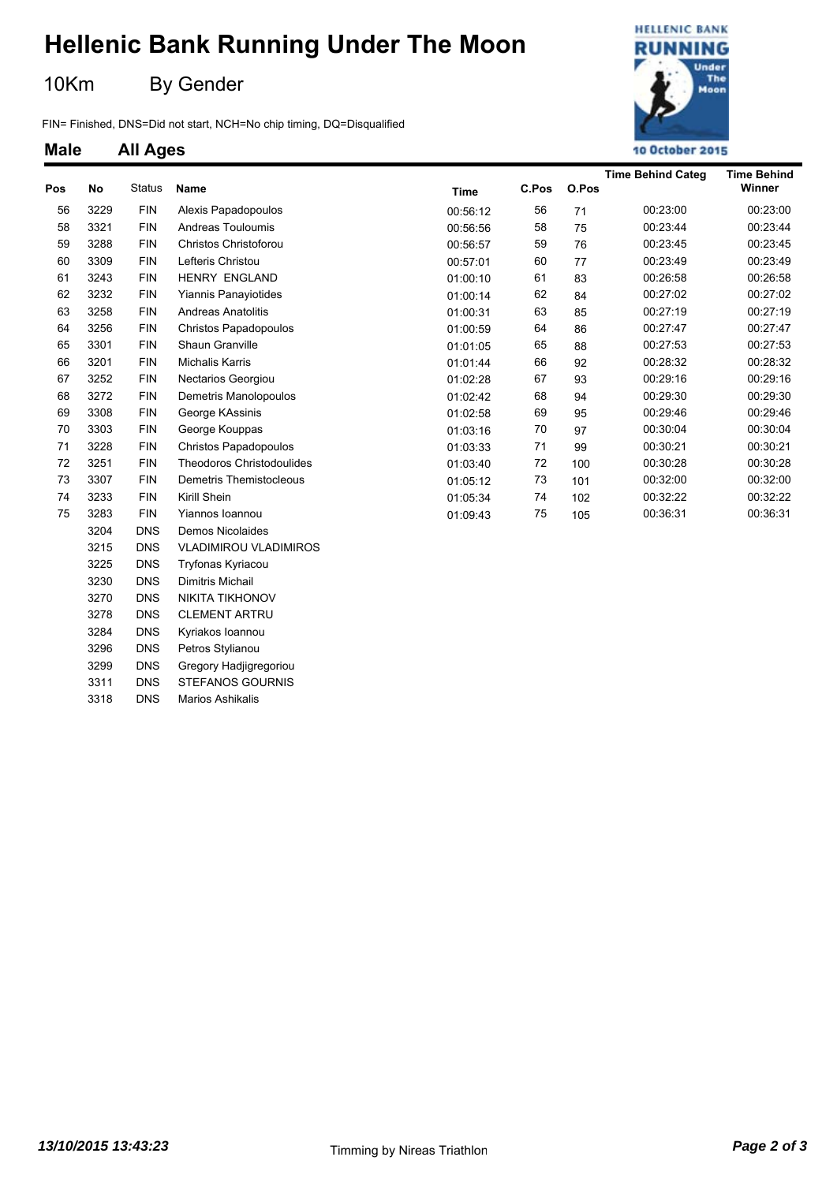# Hellenic Bank Running Under The Moon

10Km By Gender

10 October 2015

FIN= Finished, DNS=Did not start, NCH=No chip timing, DQ=Disqualified

## Male All Ages

| Pos | No | Status | Name | Time | C.Pos | O.Pos | Time Behind Categ | Time Behind Winner |
|---|---|---|---|---|---|---|---|---|
| 56 | 3229 | FIN | Alexis Papadopoulos | 00:56:12 | 56 | 71 | 00:23:00 | 00:23:00 |
| 58 | 3321 | FIN | Andreas Touloumis | 00:56:56 | 58 | 75 | 00:23:44 | 00:23:44 |
| 59 | 3288 | FIN | Christos Christoforou | 00:56:57 | 59 | 76 | 00:23:45 | 00:23:45 |
| 60 | 3309 | FIN | Lefteris Christou | 00:57:01 | 60 | 77 | 00:23:49 | 00:23:49 |
| 61 | 3243 | FIN | HENRY ENGLAND | 01:00:10 | 61 | 83 | 00:26:58 | 00:26:58 |
| 62 | 3232 | FIN | Yiannis Panayiotides | 01:00:14 | 62 | 84 | 00:27:02 | 00:27:02 |
| 63 | 3258 | FIN | Andreas Anatolitis | 01:00:31 | 63 | 85 | 00:27:19 | 00:27:19 |
| 64 | 3256 | FIN | Christos Papadopoulos | 01:00:59 | 64 | 86 | 00:27:47 | 00:27:47 |
| 65 | 3301 | FIN | Shaun Granville | 01:01:05 | 65 | 88 | 00:27:53 | 00:27:53 |
| 66 | 3201 | FIN | Michalis Karris | 01:01:44 | 66 | 92 | 00:28:32 | 00:28:32 |
| 67 | 3252 | FIN | Nectarios Georgiou | 01:02:28 | 67 | 93 | 00:29:16 | 00:29:16 |
| 68 | 3272 | FIN | Demetris Manolopoulos | 01:02:42 | 68 | 94 | 00:29:30 | 00:29:30 |
| 69 | 3308 | FIN | George KAssinis | 01:02:58 | 69 | 95 | 00:29:46 | 00:29:46 |
| 70 | 3303 | FIN | George Kouppas | 01:03:16 | 70 | 97 | 00:30:04 | 00:30:04 |
| 71 | 3228 | FIN | Christos Papadopoulos | 01:03:33 | 71 | 99 | 00:30:21 | 00:30:21 |
| 72 | 3251 | FIN | Theodoros Christodoulides | 01:03:40 | 72 | 100 | 00:30:28 | 00:30:28 |
| 73 | 3307 | FIN | Demetris Themistocleous | 01:05:12 | 73 | 101 | 00:32:00 | 00:32:00 |
| 74 | 3233 | FIN | Kirill Shein | 01:05:34 | 74 | 102 | 00:32:22 | 00:32:22 |
| 75 | 3283 | FIN | Yiannos Ioannou | 01:09:43 | 75 | 105 | 00:36:31 | 00:36:31 |
| | 3204 | DNS | Demos Nicolaides | | | | | |
| | 3215 | DNS | VLADIMIROU VLADIMIROS | | | | | |
| | 3225 | DNS | Tryfonas Kyriacou | | | | | |
| | 3230 | DNS | Dimitris Michail | | | | | |
| | 3270 | DNS | NIKITA TIKHONOV | | | | | |
| | 3278 | DNS | CLEMENT ARTRU | | | | | |
| | 3284 | DNS | Kyriakos Ioannou | | | | | |
| | 3296 | DNS | Petros Stylianou | | | | | |
| | 3299 | DNS | Gregory Hadjigregoriou | | | | | |
| | 3311 | DNS | STEFANOS GOURNIS | | | | | |
| | 3318 | DNS | Marios Ashikalis | | | | | |

*13/10/2015 13:43:23* Timming by Nireas Triathlon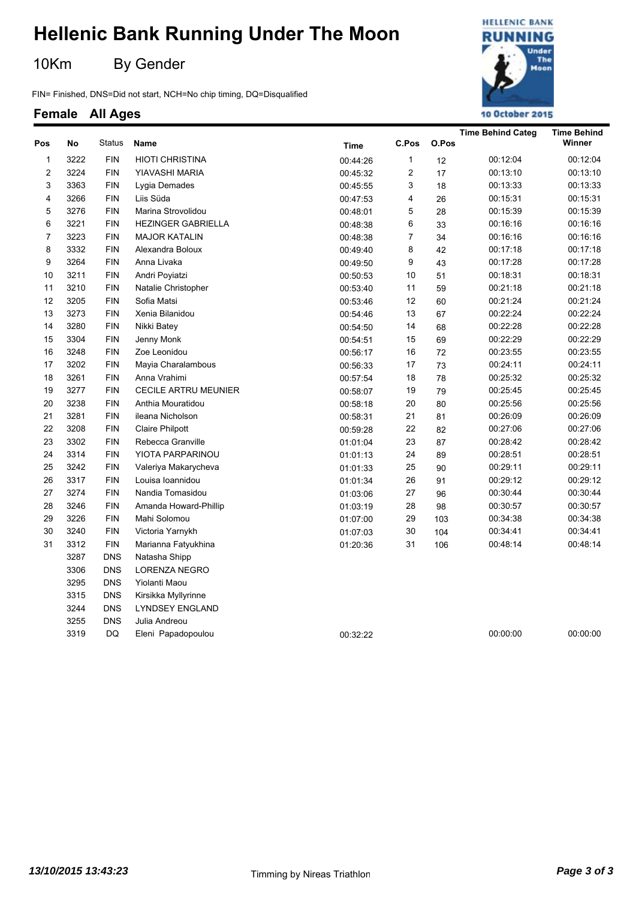# Hellenic Bank Running Under The Moon

10Km By Gender

FIN= Finished, DNS=Did not start, NCH=No chip timing, DQ=Disqualified

## Female All Ages

10 October 2015

| Pos | No | Status | Name | Time | C.Pos | O.Pos | Time Behind Categ | Time Behind Winner |
|---|---|---|---|---|---|---|---|---|
| 1 | 3222 | FIN | HIOTI CHRISTINA | 00:44:26 | 1 | 12 | 00:12:04 | 00:12:04 |
| 2 | 3224 | FIN | YIAVASHI MARIA | 00:45:32 | 2 | 17 | 00:13:10 | 00:13:10 |
| 3 | 3363 | FIN | Lygia Demades | 00:45:55 | 3 | 18 | 00:13:33 | 00:13:33 |
| 4 | 3266 | FIN | Liis Süda | 00:47:53 | 4 | 26 | 00:15:31 | 00:15:31 |
| 5 | 3276 | FIN | Marina Strovolidou | 00:48:01 | 5 | 28 | 00:15:39 | 00:15:39 |
| 6 | 3221 | FIN | HEZINGER GABRIELLA | 00:48:38 | 6 | 33 | 00:16:16 | 00:16:16 |
| 7 | 3223 | FIN | MAJOR KATALIN | 00:48:38 | 7 | 34 | 00:16:16 | 00:16:16 |
| 8 | 3332 | FIN | Alexandra Boloux | 00:49:40 | 8 | 42 | 00:17:18 | 00:17:18 |
| 9 | 3264 | FIN | Anna Livaka | 00:49:50 | 9 | 43 | 00:17:28 | 00:17:28 |
| 10 | 3211 | FIN | Andri Poyiatzi | 00:50:53 | 10 | 51 | 00:18:31 | 00:18:31 |
| 11 | 3210 | FIN | Natalie Christopher | 00:53:40 | 11 | 59 | 00:21:18 | 00:21:18 |
| 12 | 3205 | FIN | Sofia Matsi | 00:53:46 | 12 | 60 | 00:21:24 | 00:21:24 |
| 13 | 3273 | FIN | Xenia Bilanidou | 00:54:46 | 13 | 67 | 00:22:24 | 00:22:24 |
| 14 | 3280 | FIN | Nikki Batey | 00:54:50 | 14 | 68 | 00:22:28 | 00:22:28 |
| 15 | 3304 | FIN | Jenny Monk | 00:54:51 | 15 | 69 | 00:22:29 | 00:22:29 |
| 16 | 3248 | FIN | Zoe Leonidou | 00:56:17 | 16 | 72 | 00:23:55 | 00:23:55 |
| 17 | 3202 | FIN | Mayia Charalambous | 00:56:33 | 17 | 73 | 00:24:11 | 00:24:11 |
| 18 | 3261 | FIN | Anna Vrahimi | 00:57:54 | 18 | 78 | 00:25:32 | 00:25:32 |
| 19 | 3277 | FIN | CECILE ARTRU MEUNIER | 00:58:07 | 19 | 79 | 00:25:45 | 00:25:45 |
| 20 | 3238 | FIN | Anthia Mouratidou | 00:58:18 | 20 | 80 | 00:25:56 | 00:25:56 |
| 21 | 3281 | FIN | ileana Nicholson | 00:58:31 | 21 | 81 | 00:26:09 | 00:26:09 |
| 22 | 3208 | FIN | Claire Philpott | 00:59:28 | 22 | 82 | 00:27:06 | 00:27:06 |
| 23 | 3302 | FIN | Rebecca Granville | 01:01:04 | 23 | 87 | 00:28:42 | 00:28:42 |
| 24 | 3314 | FIN | YIOTA PARPARINOU | 01:01:13 | 24 | 89 | 00:28:51 | 00:28:51 |
| 25 | 3242 | FIN | Valeriya Makarycheva | 01:01:33 | 25 | 90 | 00:29:11 | 00:29:11 |
| 26 | 3317 | FIN | Louisa Ioannidou | 01:01:34 | 26 | 91 | 00:29:12 | 00:29:12 |
| 27 | 3274 | FIN | Nandia Tomasidou | 01:03:06 | 27 | 96 | 00:30:44 | 00:30:44 |
| 28 | 3246 | FIN | Amanda Howard-Phillip | 01:03:19 | 28 | 98 | 00:30:57 | 00:30:57 |
| 29 | 3226 | FIN | Mahi Solomou | 01:07:00 | 29 | 103 | 00:34:38 | 00:34:38 |
| 30 | 3240 | FIN | Victoria Yarnykh | 01:07:03 | 30 | 104 | 00:34:41 | 00:34:41 |
| 31 | 3312 | FIN | Marianna Fatyukhina | 01:20:36 | 31 | 106 | 00:48:14 | 00:48:14 |
| | 3287 | DNS | Natasha Shipp | | | | | |
| | 3306 | DNS | LORENZA NEGRO | | | | | |
| | 3295 | DNS | Yiolanti Maou | | | | | |
| | 3315 | DNS | Kirsikka Myllyrinne | | | | | |
| | 3244 | DNS | LYNDSEY ENGLAND | | | | | |
| | 3255 | DNS | Julia Andreou | | | | | |
| | 3319 | DQ | Eleni Papadopoulou | 00:32:22 | | | 00:00:00 | 00:00:00 |

*13/10/2015 13:43:23*

Timming by Nireas Triathlon